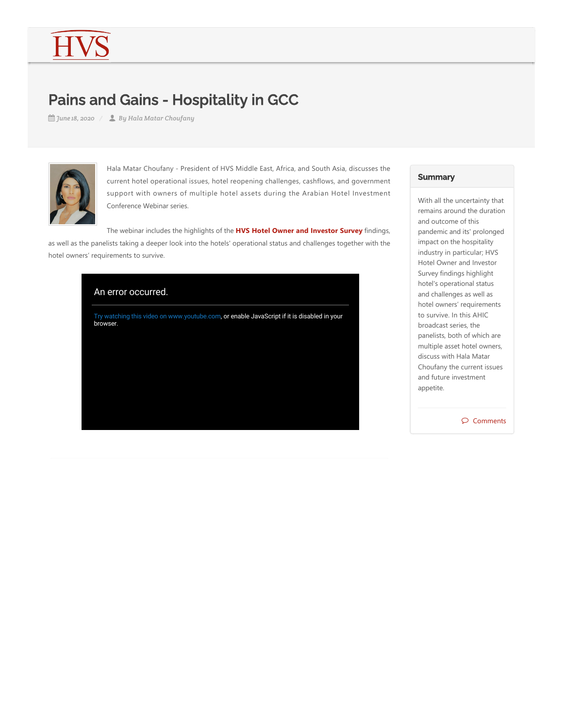# Pains and Gains - Hospitality in GCC

*June 18, 2020* / *By Hala Matar Choufany*

Hala Matar Choufany - President of HVS Middle East, Africa, and South Asia, discusses the current hotel operational issues, hotel reopening challenges, cashflows, and government support with owners of multiple hotel assets during the Arabian Hotel Investment Conference Webinar series.

The webinar includes the highlights of the **HVS Hotel Owner and Investor Survey** findings, as well as the panelists taking a deeper look into the hotels' operational status and challenges together with the hotel owners' requirements to survive.

An error occurred.

Try watching this video on www.youtube.com, or enable JavaScript if it is disabled in your browser.

## Summary

With all the uncertainty that remains around the duration and outcome of this pandemic and its' prolonged impact on the hospitality industry in particular; HVS Hotel Owner and Investor Survey findings highlight hotel's operational status and challenges as well as hotel owners' requirements to survive. In this AHIC broadcast series, the panelists, both of which are multiple asset hotel owners, discuss with Hala Matar Choufany the current issues and future investment appetite.

Comments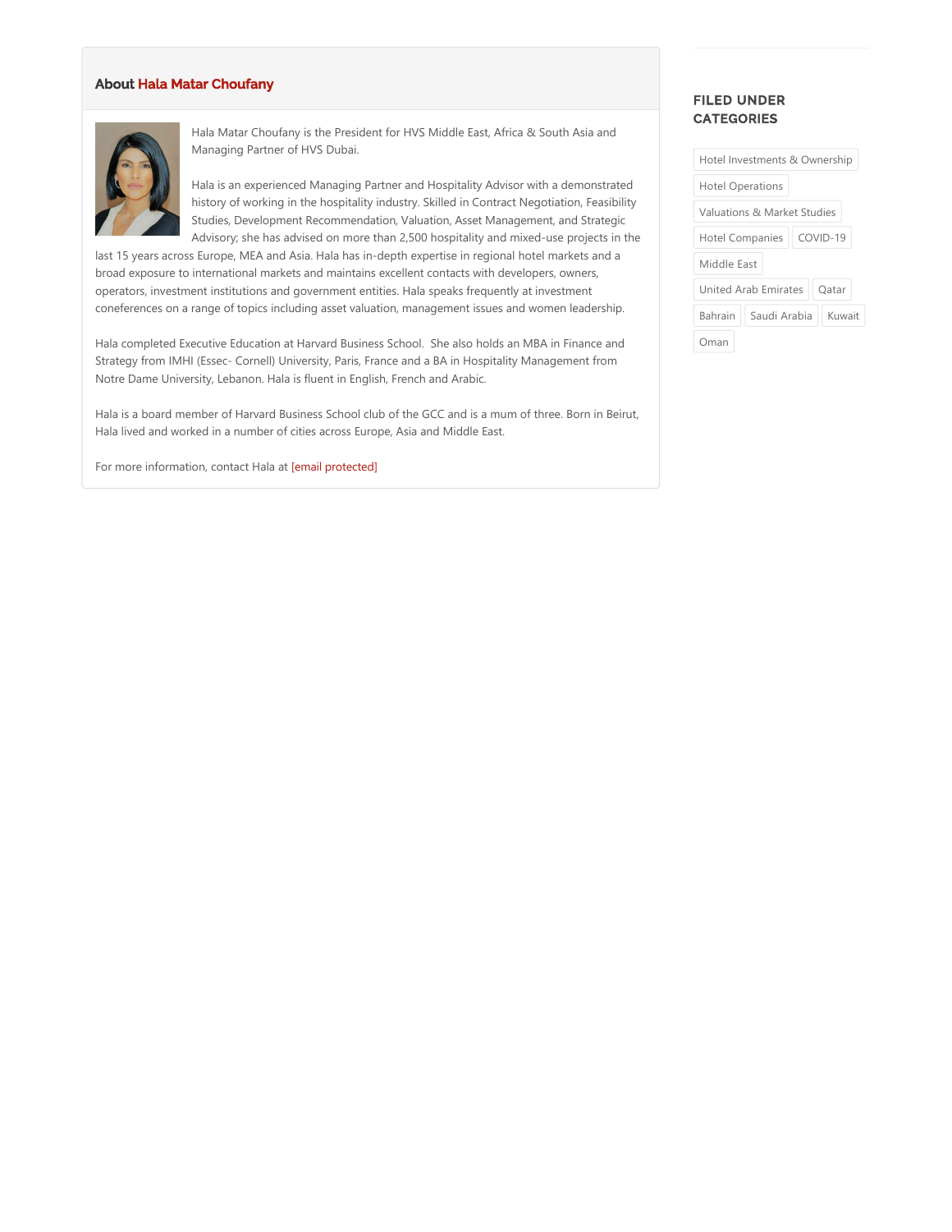## About Hala Matar Choufany

Hala Matar Choufany is the President for HVS Middle East, Africa & South Asia and Managing Partner of HVS Dubai.

Hala is an experienced Managing Partner and Hospitality Advisor with a demonstrated history of working in the hospitality industry. Skilled in Contract Negotiation, Feasibility Studies, Development Recommendation, Valuation, Asset Management, and Strategic Advisory; she has advised on more than 2,500 hospitality and mixed-use projects in the last 15 years across Europe, MEA and Asia. Hala has in-depth expertise in regional hotel markets and a broad exposure to international markets and maintains excellent contacts with developers, owners, operators, investment institutions and government entities. Hala speaks frequently at investment coneferences on a range of topics including asset valuation, management issues and women leadership.

Hala completed Executive Education at Harvard Business School. She also holds an MBA in Finance and Strategy from IMHI (Essec- Cornell) University, Paris, France and a BA in Hospitality Management from Notre Dame University, Lebanon. Hala is fluent in English, French and Arabic.

Hala is a board member of Harvard Business School club of the GCC and is a mum of three. Born in Beirut, Hala lived and worked in a number of cities across Europe, Asia and Middle East.

For more information, contact Hala at [email protected]

### FILED UNDER CATEGORIES

Hotel Investments & Ownership
Hotel Operations
Valuations & Market Studies
Hotel Companies
COVID-19
Middle East
United Arab Emirates
Qatar
Bahrain
Saudi Arabia
Kuwait
Oman